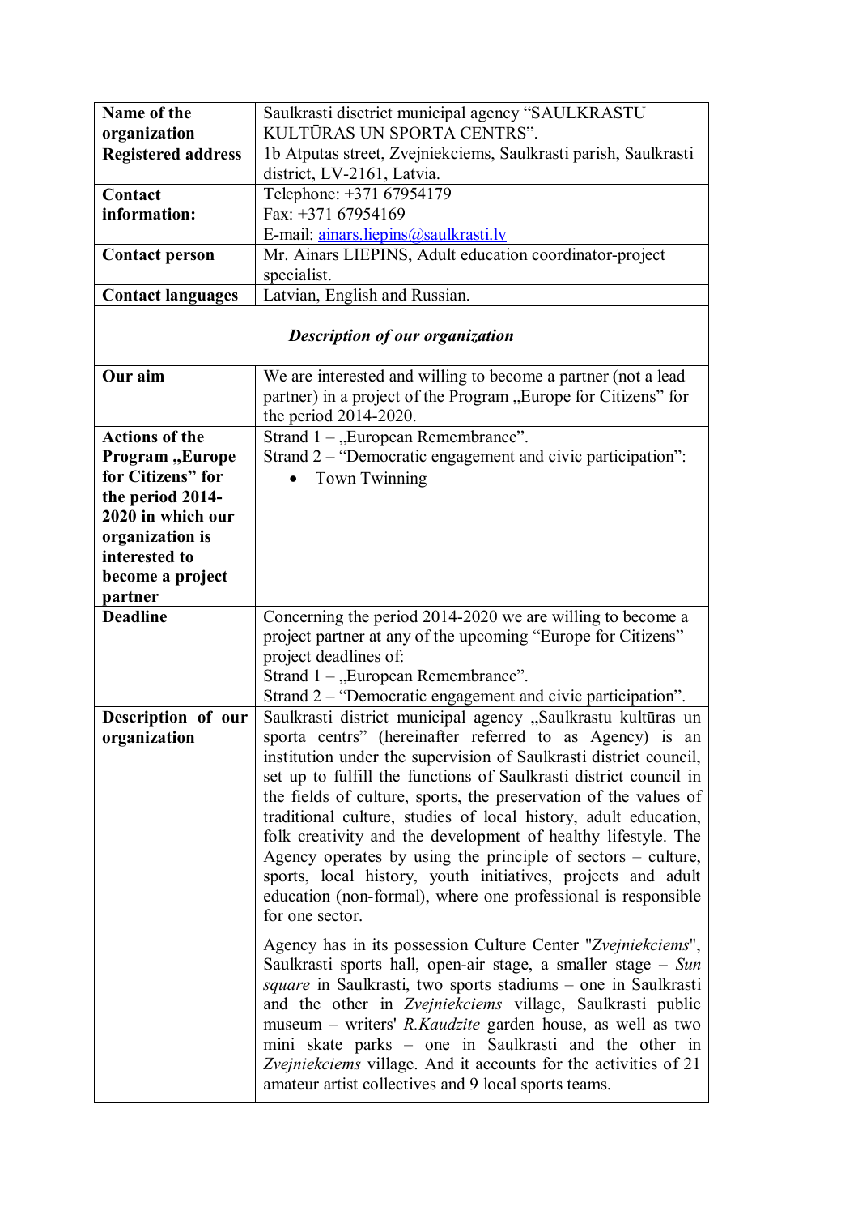| **Name of the organization** | Saulkrasti disctrict municipal agency "SAULKRASTU KULTŪRAS UN SPORTA CENTRS". |
|---|---|
| **Registered address** | 1b Atputas street, Zvejniekciems, Saulkrasti parish, Saulkrasti district, LV-2161, Latvia. |
| **Contact information:** | Telephone: +371 67954179<br>Fax: +371 67954169<br>E-mail: ainars.liepins@saulkrasti.lv |
| **Contact person** | Mr. Ainars LIEPINS, Adult education coordinator-project specialist. |
| **Contact languages** | Latvian, English and Russian. |
| ***Description of our organization*** | |
| **Our aim** | We are interested and willing to become a partner (not a lead partner) in a project of the Program „Europe for Citizens" for the period 2014-2020. |
| **Actions of the Program „Europe for Citizens" for the period 2014-2020 in which our organization is interested to become a project partner** | Strand 1 – „European Remembrance".<br>Strand 2 – "Democratic engagement and civic participation":<br>• Town Twinning |
| **Deadline** | Concerning the period 2014-2020 we are willing to become a project partner at any of the upcoming "Europe for Citizens" project deadlines of:<br>Strand 1 – „European Remembrance".<br>Strand 2 – "Democratic engagement and civic participation". |
| **Description of our organization** | Saulkrasti district municipal agency „Saulkrastu kultūras un sporta centrs" (hereinafter referred to as Agency) is an institution under the supervision of Saulkrasti district council, set up to fulfill the functions of Saulkrasti district council in the fields of culture, sports, the preservation of the values of traditional culture, studies of local history, adult education, folk creativity and the development of healthy lifestyle. The Agency operates by using the principle of sectors – culture, sports, local history, youth initiatives, projects and adult education (non-formal), where one professional is responsible for one sector.<br><br>Agency has in its possession Culture Center "*Zvejniekciems*", Saulkrasti sports hall, open-air stage, a smaller stage – *Sun square* in Saulkrasti, two sports stadiums – one in Saulkrasti and the other in *Zvejniekciems* village, Saulkrasti public museum – writers' *R.Kaudzite* garden house, as well as two mini skate parks – one in Saulkrasti and the other in *Zvejniekciems* village. And it accounts for the activities of 21 amateur artist collectives and 9 local sports teams. |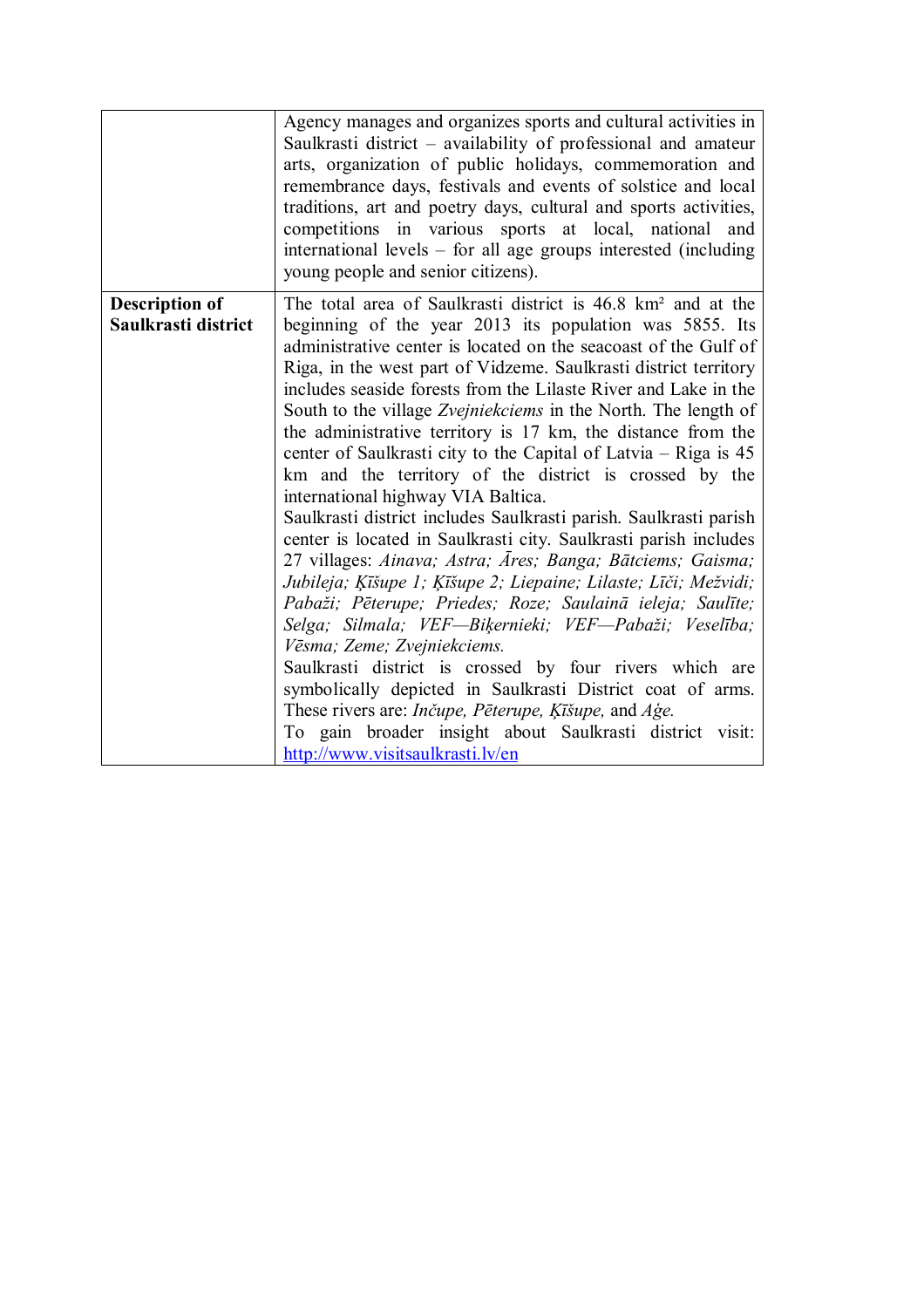| | |
|---|---|
| | Agency manages and organizes sports and cultural activities in Saulkrasti district – availability of professional and amateur arts, organization of public holidays, commemoration and remembrance days, festivals and events of solstice and local traditions, art and poetry days, cultural and sports activities, competitions in various sports at local, national and international levels – for all age groups interested (including young people and senior citizens). |
| **Description of Saulkrasti district** | The total area of Saulkrasti district is 46.8 km² and at the beginning of the year 2013 its population was 5855. Its administrative center is located on the seacoast of the Gulf of Riga, in the west part of Vidzeme. Saulkrasti district territory includes seaside forests from the Lilaste River and Lake in the South to the village *Zvejniekciems* in the North. The length of the administrative territory is 17 km, the distance from the center of Saulkrasti city to the Capital of Latvia – Riga is 45 km and the territory of the district is crossed by the international highway VIA Baltica.<br>Saulkrasti district includes Saulkrasti parish. Saulkrasti parish center is located in Saulkrasti city. Saulkrasti parish includes 27 villages: *Ainava; Astra; Āres; Banga; Bātciems; Gaisma; Jubileja; Ķīšupe 1; Ķīšupe 2; Liepaine; Lilaste; Līči; Mežvidi; Pabaži; Pēterupe; Priedes; Roze; Saulainā ieleja; Saulīte; Selga; Silmala; VEF—Biķernieki; VEF—Pabaži; Veselība; Vēsma; Zeme; Zvejniekciems.*<br>Saulkrasti district is crossed by four rivers which are symbolically depicted in Saulkrasti District coat of arms. These rivers are: *Inčupe, Pēterupe, Ķīšupe,* and *Aģe.*<br>To gain broader insight about Saulkrasti district visit: [http://www.visitsaulkrasti.lv/en](http://www.visitsaulkrasti.lv/en) |